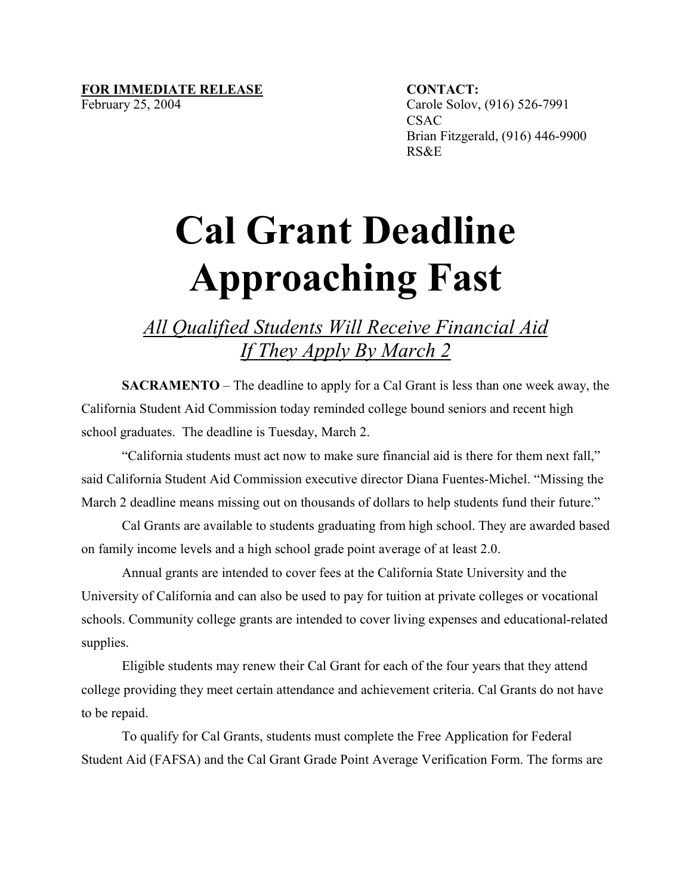**FOR IMMEDIATE RELEASE**
February 25, 2004

**CONTACT:**
Carole Solov, (916) 526-7991
CSAC
Brian Fitzgerald, (916) 446-9900
RS&E

# Cal Grant Deadline Approaching Fast

## *All Qualified Students Will Receive Financial Aid If They Apply By March 2*

**SACRAMENTO** – The deadline to apply for a Cal Grant is less than one week away, the California Student Aid Commission today reminded college bound seniors and recent high school graduates. The deadline is Tuesday, March 2.

"California students must act now to make sure financial aid is there for them next fall," said California Student Aid Commission executive director Diana Fuentes-Michel. "Missing the March 2 deadline means missing out on thousands of dollars to help students fund their future."

Cal Grants are available to students graduating from high school. They are awarded based on family income levels and a high school grade point average of at least 2.0.

Annual grants are intended to cover fees at the California State University and the University of California and can also be used to pay for tuition at private colleges or vocational schools. Community college grants are intended to cover living expenses and educational-related supplies.

Eligible students may renew their Cal Grant for each of the four years that they attend college providing they meet certain attendance and achievement criteria. Cal Grants do not have to be repaid.

To qualify for Cal Grants, students must complete the Free Application for Federal Student Aid (FAFSA) and the Cal Grant Grade Point Average Verification Form. The forms are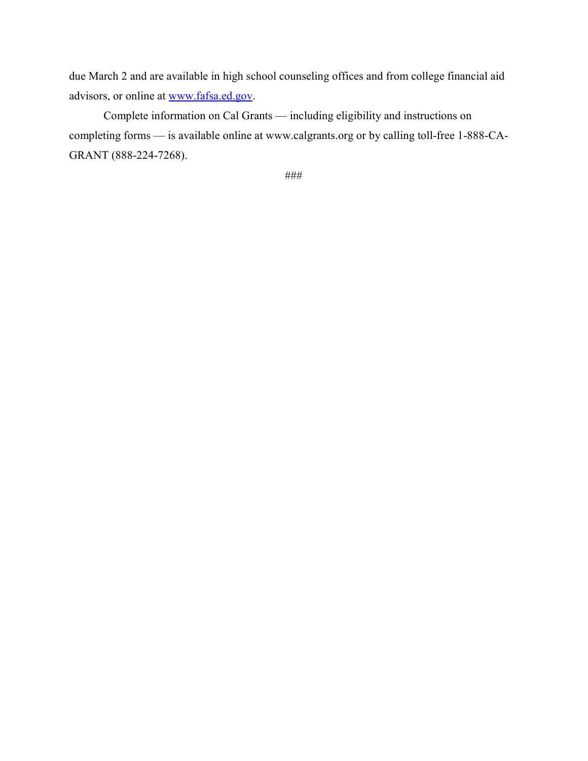due March 2 and are available in high school counseling offices and from college financial aid advisors, or online at [www.fafsa.ed.gov](http://www.fafsa.ed.gov).

Complete information on Cal Grants — including eligibility and instructions on completing forms — is available online at www.calgrants.org or by calling toll-free 1-888-CA-GRANT (888-224-7268).

###